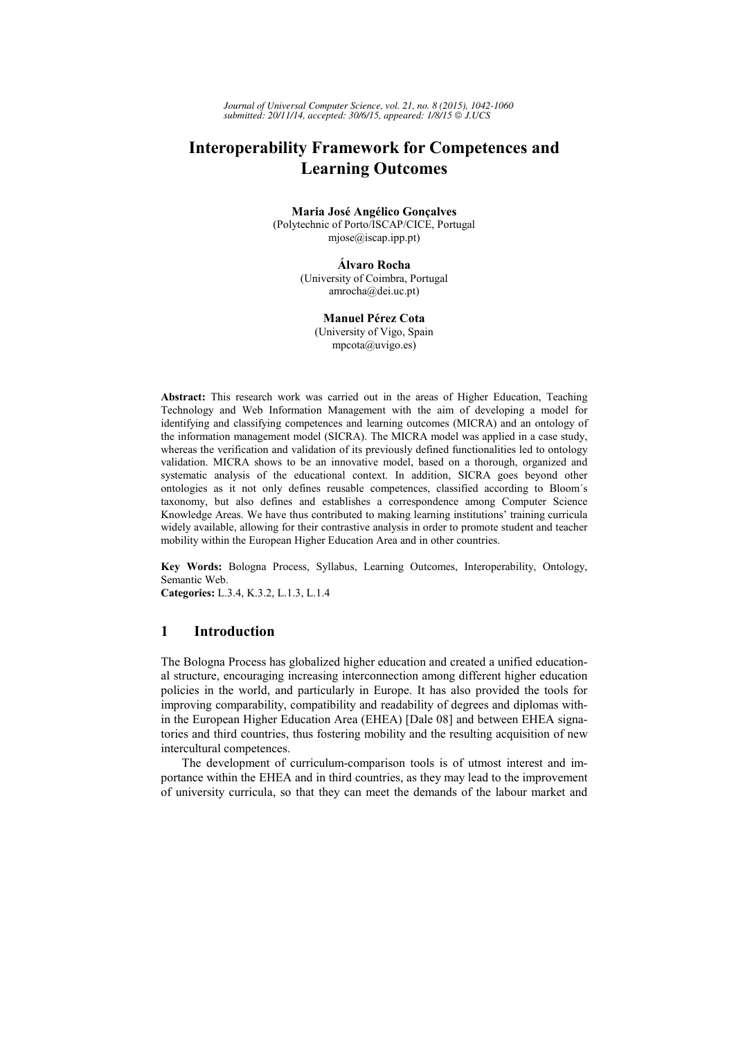# Interoperability Framework for Competences and Learning Outcomes

**Maria José Angélico Gonçalves**
(Polytechnic of Porto/ISCAP/CICE, Portugal
mjose@iscap.ipp.pt)

**Álvaro Rocha**
(University of Coimbra, Portugal
amrocha@dei.uc.pt)

**Manuel Pérez Cota**
(University of Vigo, Spain
mpcota@uvigo.es)

**Abstract:** This research work was carried out in the areas of Higher Education, Teaching Technology and Web Information Management with the aim of developing a model for identifying and classifying competences and learning outcomes (MICRA) and an ontology of the information management model (SICRA). The MICRA model was applied in a case study, whereas the verification and validation of its previously defined functionalities led to ontology validation. MICRA shows to be an innovative model, based on a thorough, organized and systematic analysis of the educational context. In addition, SICRA goes beyond other ontologies as it not only defines reusable competences, classified according to Bloom´s taxonomy, but also defines and establishes a correspondence among Computer Science Knowledge Areas. We have thus contributed to making learning institutions' training curricula widely available, allowing for their contrastive analysis in order to promote student and teacher mobility within the European Higher Education Area and in other countries.

**Key Words:** Bologna Process, Syllabus, Learning Outcomes, Interoperability, Ontology, Semantic Web.
**Categories:** L.3.4, K.3.2, L.1.3, L.1.4

## 1 Introduction

The Bologna Process has globalized higher education and created a unified educational structure, encouraging increasing interconnection among different higher education policies in the world, and particularly in Europe. It has also provided the tools for improving comparability, compatibility and readability of degrees and diplomas within the European Higher Education Area (EHEA) [Dale 08] and between EHEA signatories and third countries, thus fostering mobility and the resulting acquisition of new intercultural competences.

The development of curriculum-comparison tools is of utmost interest and importance within the EHEA and in third countries, as they may lead to the improvement of university curricula, so that they can meet the demands of the labour market and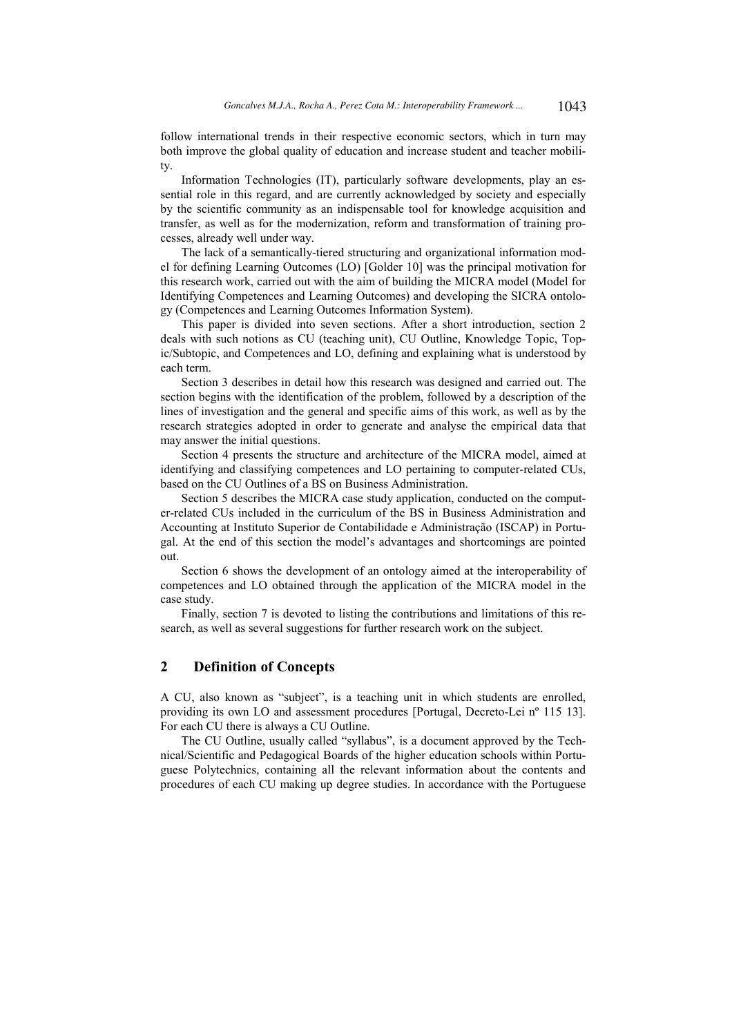follow international trends in their respective economic sectors, which in turn may both improve the global quality of education and increase student and teacher mobility.

Information Technologies (IT), particularly software developments, play an essential role in this regard, and are currently acknowledged by society and especially by the scientific community as an indispensable tool for knowledge acquisition and transfer, as well as for the modernization, reform and transformation of training processes, already well under way.

The lack of a semantically-tiered structuring and organizational information model for defining Learning Outcomes (LO) [Golder 10] was the principal motivation for this research work, carried out with the aim of building the MICRA model (Model for Identifying Competences and Learning Outcomes) and developing the SICRA ontology (Competences and Learning Outcomes Information System).

This paper is divided into seven sections. After a short introduction, section 2 deals with such notions as CU (teaching unit), CU Outline, Knowledge Topic, Topic/Subtopic, and Competences and LO, defining and explaining what is understood by each term.

Section 3 describes in detail how this research was designed and carried out. The section begins with the identification of the problem, followed by a description of the lines of investigation and the general and specific aims of this work, as well as by the research strategies adopted in order to generate and analyse the empirical data that may answer the initial questions.

Section 4 presents the structure and architecture of the MICRA model, aimed at identifying and classifying competences and LO pertaining to computer-related CUs, based on the CU Outlines of a BS on Business Administration.

Section 5 describes the MICRA case study application, conducted on the computer-related CUs included in the curriculum of the BS in Business Administration and Accounting at Instituto Superior de Contabilidade e Administração (ISCAP) in Portugal. At the end of this section the model's advantages and shortcomings are pointed out.

Section 6 shows the development of an ontology aimed at the interoperability of competences and LO obtained through the application of the MICRA model in the case study.

Finally, section 7 is devoted to listing the contributions and limitations of this research, as well as several suggestions for further research work on the subject.

## 2 Definition of Concepts

A CU, also known as "subject", is a teaching unit in which students are enrolled, providing its own LO and assessment procedures [Portugal, Decreto-Lei nº 115 13]. For each CU there is always a CU Outline.

The CU Outline, usually called "syllabus", is a document approved by the Technical/Scientific and Pedagogical Boards of the higher education schools within Portuguese Polytechnics, containing all the relevant information about the contents and procedures of each CU making up degree studies. In accordance with the Portuguese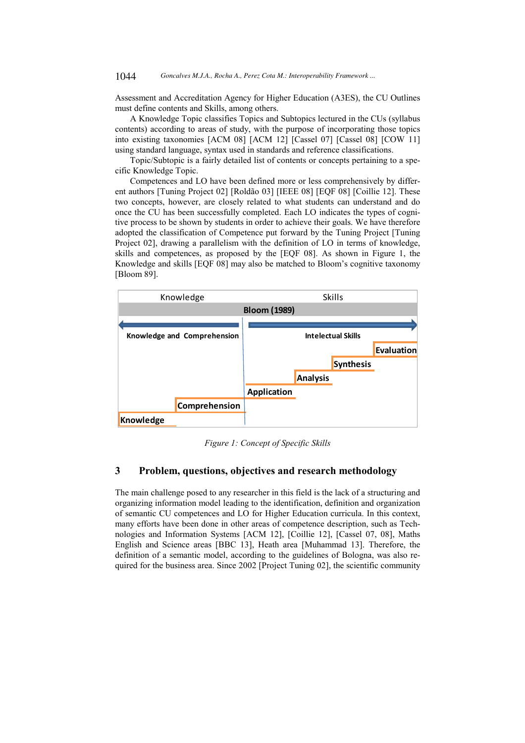Assessment and Accreditation Agency for Higher Education (A3ES), the CU Outlines must define contents and Skills, among others.

A Knowledge Topic classifies Topics and Subtopics lectured in the CUs (syllabus contents) according to areas of study, with the purpose of incorporating those topics into existing taxonomies [ACM 08] [ACM 12] [Cassel 07] [Cassel 08] [COW 11] using standard language, syntax used in standards and reference classifications.

Topic/Subtopic is a fairly detailed list of contents or concepts pertaining to a specific Knowledge Topic.

Competences and LO have been defined more or less comprehensively by different authors [Tuning Project 02] [Roldão 03] [IEEE 08] [EQF 08] [Coillie 12]. These two concepts, however, are closely related to what students can understand and do once the CU has been successfully completed. Each LO indicates the types of cognitive process to be shown by students in order to achieve their goals. We have therefore adopted the classification of Competence put forward by the Tuning Project [Tuning Project 02], drawing a parallelism with the definition of LO in terms of knowledge, skills and competences, as proposed by the [EQF 08]. As shown in Figure 1, the Knowledge and skills [EQF 08] may also be matched to Bloom's cognitive taxonomy [Bloom 89].

Knowledge | Skills

**Bloom (1989)**

**Knowledge and Comprehension** | **Intelectual Skills**

**Evaluation**
**Synthesis**
**Analysis**
**Application**
**Comprehension**
**Knowledge**

*Figure 1: Concept of Specific Skills*

## 3 Problem, questions, objectives and research methodology

The main challenge posed to any researcher in this field is the lack of a structuring and organizing information model leading to the identification, definition and organization of semantic CU competences and LO for Higher Education curricula. In this context, many efforts have been done in other areas of competence description, such as Technologies and Information Systems [ACM 12], [Coillie 12], [Cassel 07, 08], Maths English and Science areas [BBC 13], Heath area [Muhammad 13]. Therefore, the definition of a semantic model, according to the guidelines of Bologna, was also required for the business area. Since 2002 [Project Tuning 02], the scientific community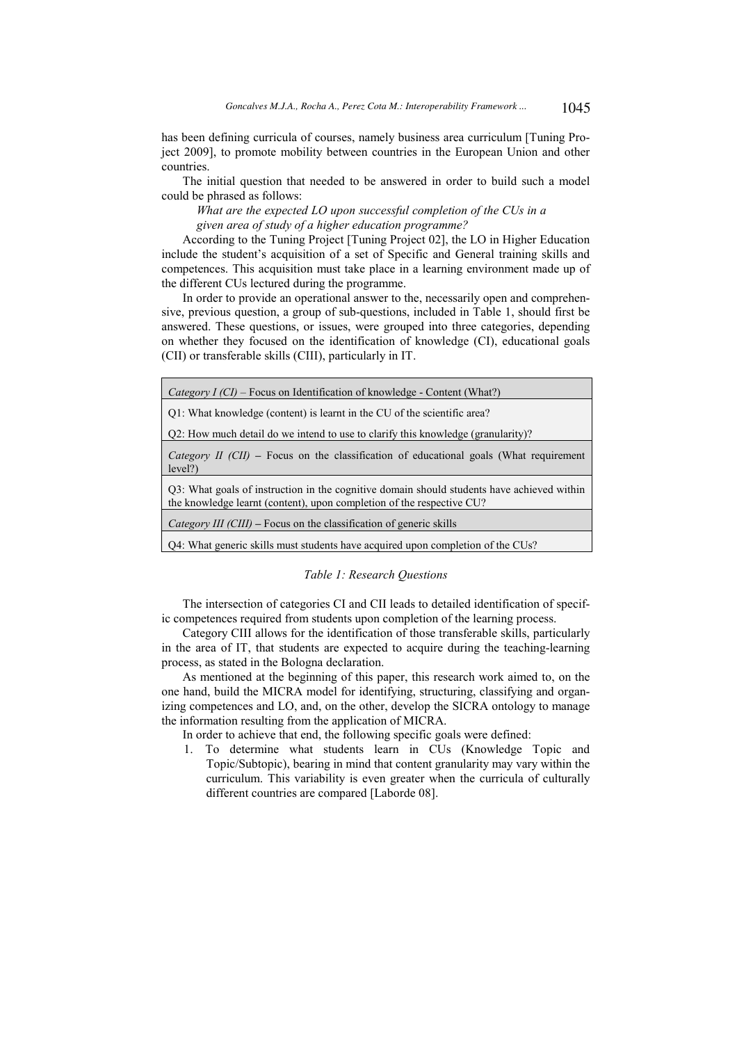has been defining curricula of courses, namely business area curriculum [Tuning Project 2009], to promote mobility between countries in the European Union and other countries.

The initial question that needed to be answered in order to build such a model could be phrased as follows:

*What are the expected LO upon successful completion of the CUs in a given area of study of a higher education programme?*

According to the Tuning Project [Tuning Project 02], the LO in Higher Education include the student's acquisition of a set of Specific and General training skills and competences. This acquisition must take place in a learning environment made up of the different CUs lectured during the programme.

In order to provide an operational answer to the, necessarily open and comprehensive, previous question, a group of sub-questions, included in Table 1, should first be answered. These questions, or issues, were grouped into three categories, depending on whether they focused on the identification of knowledge (CI), educational goals (CII) or transferable skills (CIII), particularly in IT.

| *Category I (CI)* – Focus on Identification of knowledge - Content (What?) |
|---|
| Q1: What knowledge (content) is learnt in the CU of the scientific area? |
| Q2: How much detail do we intend to use to clarify this knowledge (granularity)? |
| *Category II (CII)* – Focus on the classification of educational goals (What requirement level?) |
| Q3: What goals of instruction in the cognitive domain should students have achieved within the knowledge learnt (content), upon completion of the respective CU? |
| *Category III (CIII)* – Focus on the classification of generic skills |
| Q4: What generic skills must students have acquired upon completion of the CUs? |

*Table 1: Research Questions*

The intersection of categories CI and CII leads to detailed identification of specific competences required from students upon completion of the learning process.

Category CIII allows for the identification of those transferable skills, particularly in the area of IT, that students are expected to acquire during the teaching-learning process, as stated in the Bologna declaration.

As mentioned at the beginning of this paper, this research work aimed to, on the one hand, build the MICRA model for identifying, structuring, classifying and organizing competences and LO, and, on the other, develop the SICRA ontology to manage the information resulting from the application of MICRA.

In order to achieve that end, the following specific goals were defined:

1. To determine what students learn in CUs (Knowledge Topic and Topic/Subtopic), bearing in mind that content granularity may vary within the curriculum. This variability is even greater when the curricula of culturally different countries are compared [Laborde 08].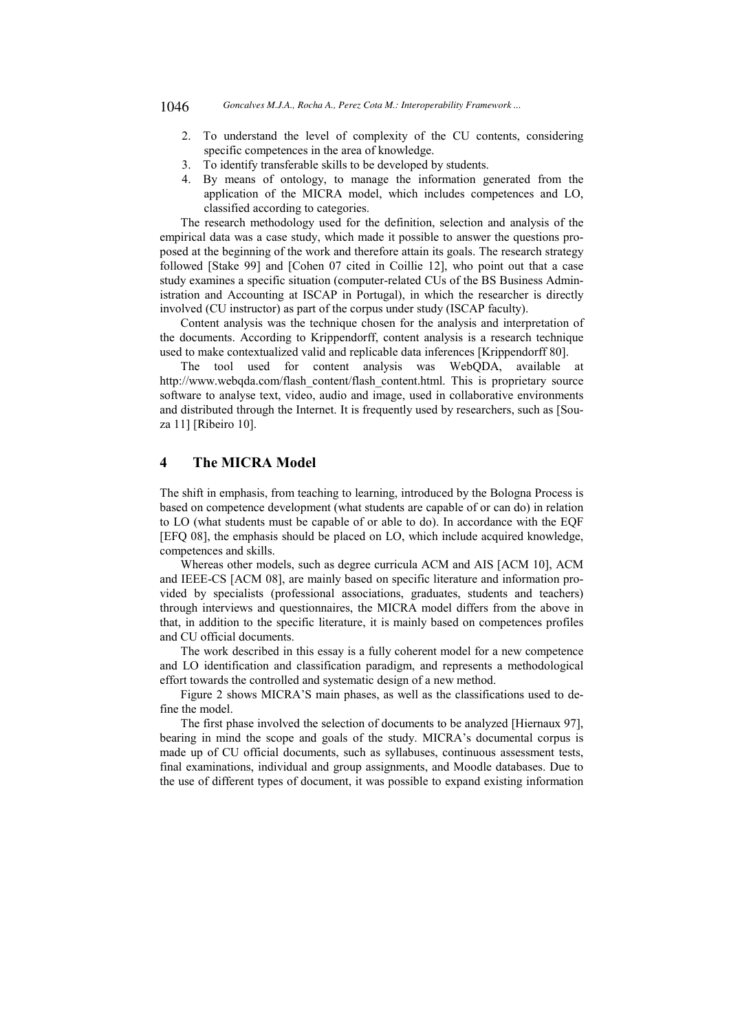2. To understand the level of complexity of the CU contents, considering specific competences in the area of knowledge.
3. To identify transferable skills to be developed by students.
4. By means of ontology, to manage the information generated from the application of the MICRA model, which includes competences and LO, classified according to categories.

The research methodology used for the definition, selection and analysis of the empirical data was a case study, which made it possible to answer the questions proposed at the beginning of the work and therefore attain its goals. The research strategy followed [Stake 99] and [Cohen 07 cited in Coillie 12], who point out that a case study examines a specific situation (computer-related CUs of the BS Business Administration and Accounting at ISCAP in Portugal), in which the researcher is directly involved (CU instructor) as part of the corpus under study (ISCAP faculty).

Content analysis was the technique chosen for the analysis and interpretation of the documents. According to Krippendorff, content analysis is a research technique used to make contextualized valid and replicable data inferences [Krippendorff 80].

The tool used for content analysis was WebQDA, available at http://www.webqda.com/flash_content/flash_content.html. This is proprietary source software to analyse text, video, audio and image, used in collaborative environments and distributed through the Internet. It is frequently used by researchers, such as [Souza 11] [Ribeiro 10].

## 4 The MICRA Model

The shift in emphasis, from teaching to learning, introduced by the Bologna Process is based on competence development (what students are capable of or can do) in relation to LO (what students must be capable of or able to do). In accordance with the EQF [EFQ 08], the emphasis should be placed on LO, which include acquired knowledge, competences and skills.

Whereas other models, such as degree curricula ACM and AIS [ACM 10], ACM and IEEE-CS [ACM 08], are mainly based on specific literature and information provided by specialists (professional associations, graduates, students and teachers) through interviews and questionnaires, the MICRA model differs from the above in that, in addition to the specific literature, it is mainly based on competences profiles and CU official documents.

The work described in this essay is a fully coherent model for a new competence and LO identification and classification paradigm, and represents a methodological effort towards the controlled and systematic design of a new method.

Figure 2 shows MICRA'S main phases, as well as the classifications used to define the model.

The first phase involved the selection of documents to be analyzed [Hiernaux 97], bearing in mind the scope and goals of the study. MICRA's documental corpus is made up of CU official documents, such as syllabuses, continuous assessment tests, final examinations, individual and group assignments, and Moodle databases. Due to the use of different types of document, it was possible to expand existing information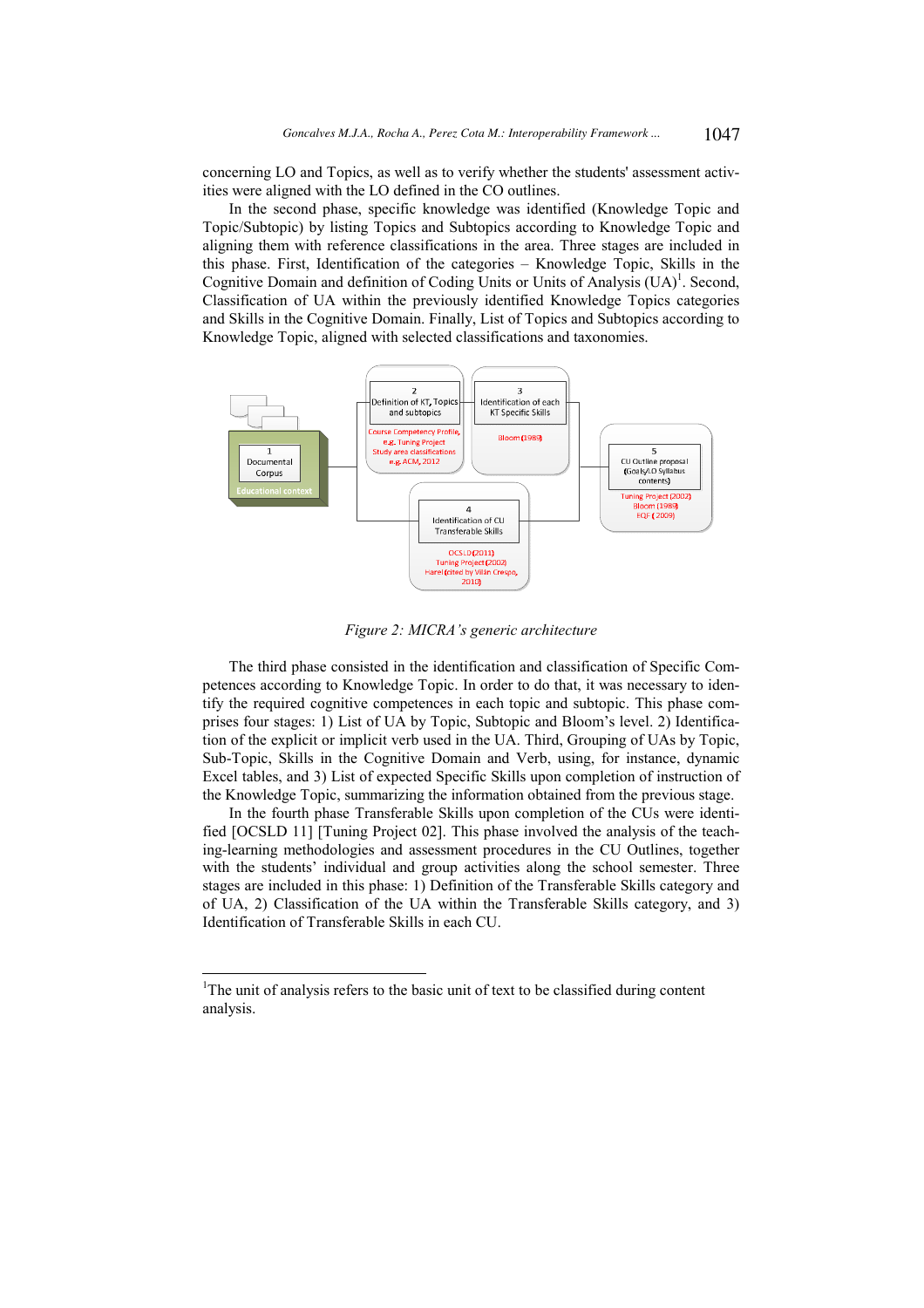concerning LO and Topics, as well as to verify whether the students' assessment activities were aligned with the LO defined in the CO outlines.

In the second phase, specific knowledge was identified (Knowledge Topic and Topic/Subtopic) by listing Topics and Subtopics according to Knowledge Topic and aligning them with reference classifications in the area. Three stages are included in this phase. First, Identification of the categories – Knowledge Topic, Skills in the Cognitive Domain and definition of Coding Units or Units of Analysis (UA)[1]. Second, Classification of UA within the previously identified Knowledge Topics categories and Skills in the Cognitive Domain. Finally, List of Topics and Subtopics according to Knowledge Topic, aligned with selected classifications and taxonomies.

*Figure 2: MICRA's generic architecture*

The third phase consisted in the identification and classification of Specific Competences according to Knowledge Topic. In order to do that, it was necessary to identify the required cognitive competences in each topic and subtopic. This phase comprises four stages: 1) List of UA by Topic, Subtopic and Bloom's level. 2) Identification of the explicit or implicit verb used in the UA. Third, Grouping of UAs by Topic, Sub-Topic, Skills in the Cognitive Domain and Verb, using, for instance, dynamic Excel tables, and 3) List of expected Specific Skills upon completion of instruction of the Knowledge Topic, summarizing the information obtained from the previous stage.

In the fourth phase Transferable Skills upon completion of the CUs were identified [OCSLD 11] [Tuning Project 02]. This phase involved the analysis of the teaching-learning methodologies and assessment procedures in the CU Outlines, together with the students' individual and group activities along the school semester. Three stages are included in this phase: 1) Definition of the Transferable Skills category and of UA, 2) Classification of the UA within the Transferable Skills category, and 3) Identification of Transferable Skills in each CU.

---

[1] The unit of analysis refers to the basic unit of text to be classified during content analysis.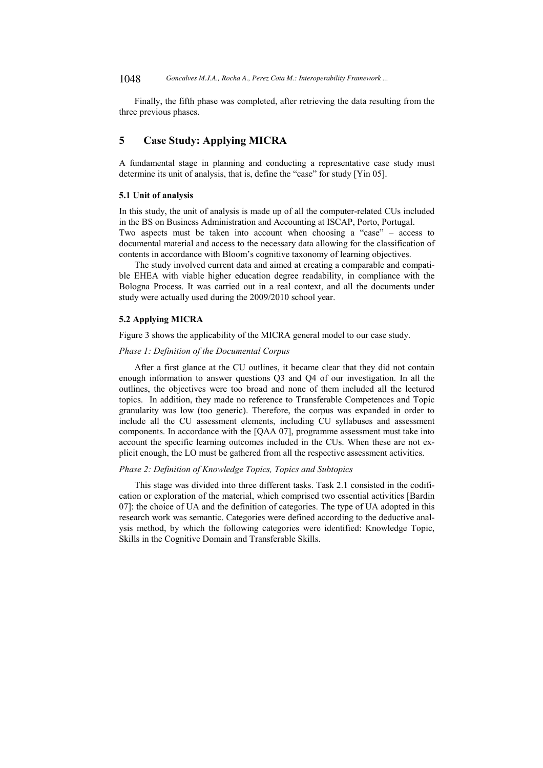Finally, the fifth phase was completed, after retrieving the data resulting from the three previous phases.

## 5 Case Study: Applying MICRA

A fundamental stage in planning and conducting a representative case study must determine its unit of analysis, that is, define the "case" for study [Yin 05].

### 5.1 Unit of analysis

In this study, the unit of analysis is made up of all the computer-related CUs included in the BS on Business Administration and Accounting at ISCAP, Porto, Portugal.
Two aspects must be taken into account when choosing a "case" – access to documental material and access to the necessary data allowing for the classification of contents in accordance with Bloom's cognitive taxonomy of learning objectives.

The study involved current data and aimed at creating a comparable and compatible EHEA with viable higher education degree readability, in compliance with the Bologna Process. It was carried out in a real context, and all the documents under study were actually used during the 2009/2010 school year.

### 5.2 Applying MICRA

Figure 3 shows the applicability of the MICRA general model to our case study.

*Phase 1: Definition of the Documental Corpus*

After a first glance at the CU outlines, it became clear that they did not contain enough information to answer questions Q3 and Q4 of our investigation. In all the outlines, the objectives were too broad and none of them included all the lectured topics. In addition, they made no reference to Transferable Competences and Topic granularity was low (too generic). Therefore, the corpus was expanded in order to include all the CU assessment elements, including CU syllabuses and assessment components. In accordance with the [QAA 07], programme assessment must take into account the specific learning outcomes included in the CUs. When these are not explicit enough, the LO must be gathered from all the respective assessment activities.

*Phase 2: Definition of Knowledge Topics, Topics and Subtopics*

This stage was divided into three different tasks. Task 2.1 consisted in the codification or exploration of the material, which comprised two essential activities [Bardin 07]: the choice of UA and the definition of categories. The type of UA adopted in this research work was semantic. Categories were defined according to the deductive analysis method, by which the following categories were identified: Knowledge Topic, Skills in the Cognitive Domain and Transferable Skills.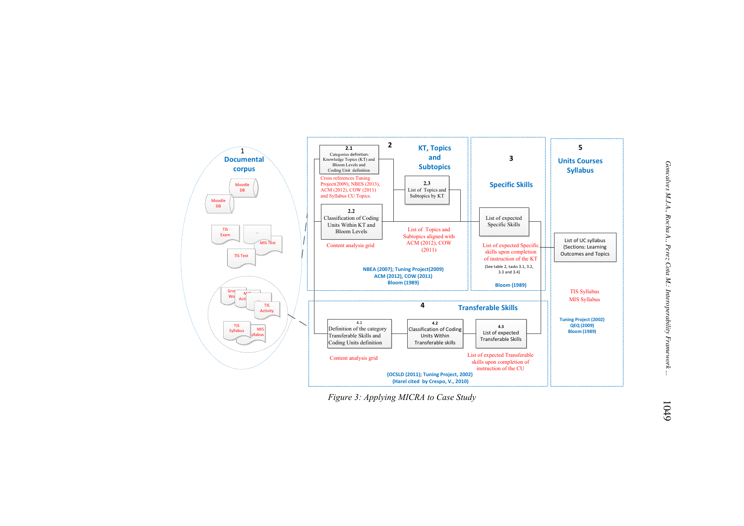**1 Documental corpus**

Moodle DB

Moodle DB

TIS Exam

...

MIS Test

TIS Test

Group Work

MIS Activity

TIS Activity

TIS Syllabus

MIS Syllabus

**2 KT, Topics and Subtopics**

2.1 Categories definition: Knowledge Topics (KT) and Bloom Levels and Coding Unit definition

Cross references Tuning Project(2009), NBES (2013), ACM (2012), COW (2011) and Syllabus CU Topics.

2.2 Classification of Coding Units Within KT and Bloom Levels

Content analysis grid

2.3 List of Topics and Subtopics by KT

List of Topics and Subtopics aligned with ACM (2012), COW (2011)

NBEA (2007); Tuning Project(2009)
ACM (2012), COW (2011)
Bloom (1989)

**3 Specific Skills**

List of expected Specific Skills

List of expected Specific skills upon completion of instruction of the KT

(See table 2, tasks 3.1, 3.2, 3.3 and 3.4)

Bloom (1989)

**4 Transferable Skills**

4.1 Definition of the category Transferable Skills and Coding Units definition

Content analysis grid

4.2 Classification of Coding Units Within Transferable skills

4.3 List of expected Transferable Skills

List of expected Transferable skills upon completion of instruction of the CU

(OCSLD (2011); Tuning Project, 2002)
(Harel cited by Crespo, V., 2010)

**5 Units Courses Syllabus**

List of UC syllabus (Sections: Learning Outcomes and Topics

TIS Syllabus
MIS Syllabus

Tuning Project (2002)
QEQ (2009)
Bloom (1989)

*Figure 3: Applying MICRA to Case Study*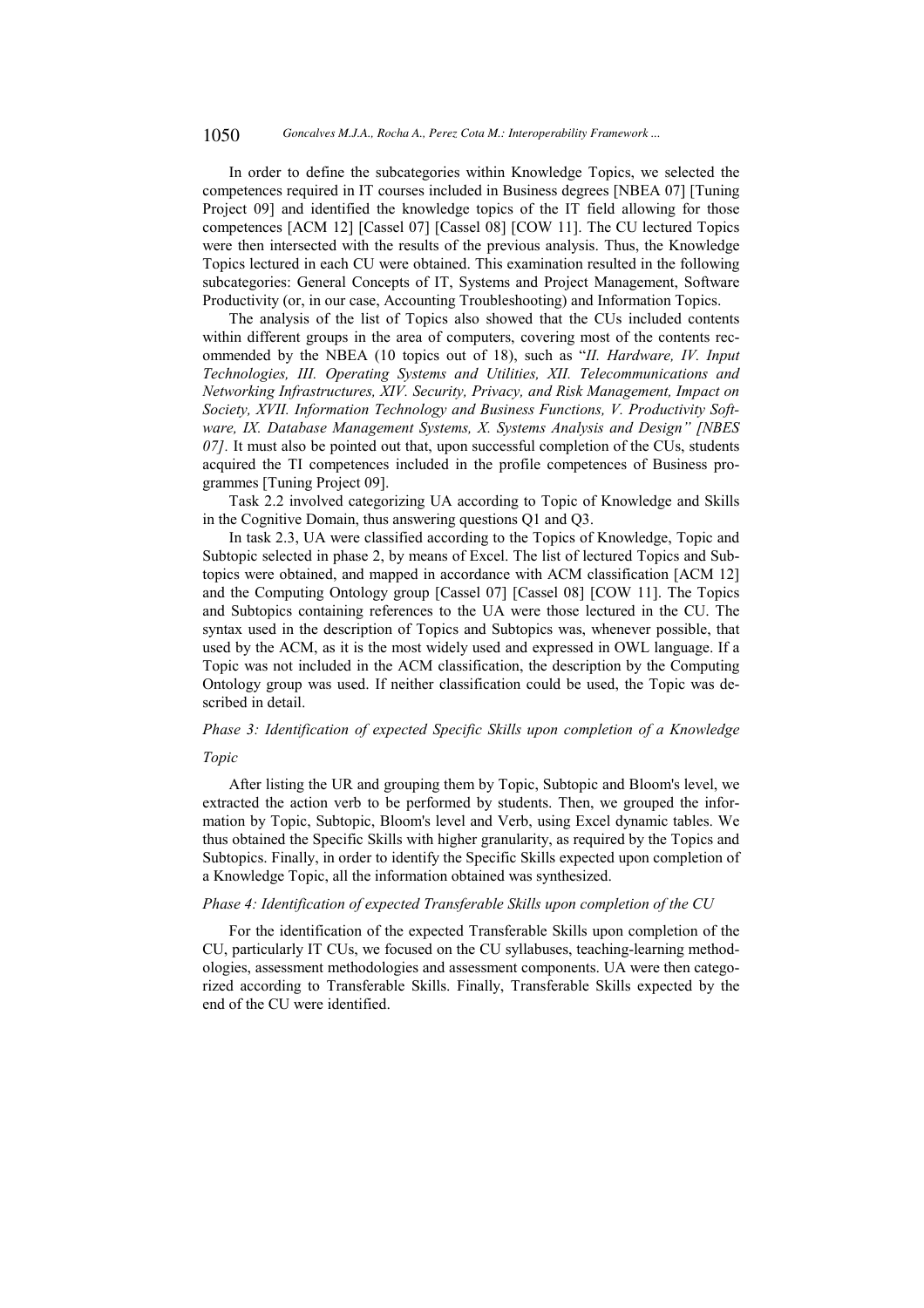In order to define the subcategories within Knowledge Topics, we selected the competences required in IT courses included in Business degrees [NBEA 07] [Tuning Project 09] and identified the knowledge topics of the IT field allowing for those competences [ACM 12] [Cassel 07] [Cassel 08] [COW 11]. The CU lectured Topics were then intersected with the results of the previous analysis. Thus, the Knowledge Topics lectured in each CU were obtained. This examination resulted in the following subcategories: General Concepts of IT, Systems and Project Management, Software Productivity (or, in our case, Accounting Troubleshooting) and Information Topics.

The analysis of the list of Topics also showed that the CUs included contents within different groups in the area of computers, covering most of the contents recommended by the NBEA (10 topics out of 18), such as "*II. Hardware, IV. Input Technologies, III. Operating Systems and Utilities, XII. Telecommunications and Networking Infrastructures, XIV. Security, Privacy, and Risk Management, Impact on Society, XVII. Information Technology and Business Functions, V. Productivity Software, IX. Database Management Systems, X. Systems Analysis and Design" [NBES 07]*. It must also be pointed out that, upon successful completion of the CUs, students acquired the TI competences included in the profile competences of Business programmes [Tuning Project 09].

Task 2.2 involved categorizing UA according to Topic of Knowledge and Skills in the Cognitive Domain, thus answering questions Q1 and Q3.

In task 2.3, UA were classified according to the Topics of Knowledge, Topic and Subtopic selected in phase 2, by means of Excel. The list of lectured Topics and Subtopics were obtained, and mapped in accordance with ACM classification [ACM 12] and the Computing Ontology group [Cassel 07] [Cassel 08] [COW 11]. The Topics and Subtopics containing references to the UA were those lectured in the CU. The syntax used in the description of Topics and Subtopics was, whenever possible, that used by the ACM, as it is the most widely used and expressed in OWL language. If a Topic was not included in the ACM classification, the description by the Computing Ontology group was used. If neither classification could be used, the Topic was described in detail.

*Phase 3: Identification of expected Specific Skills upon completion of a Knowledge Topic*

After listing the UR and grouping them by Topic, Subtopic and Bloom's level, we extracted the action verb to be performed by students. Then, we grouped the information by Topic, Subtopic, Bloom's level and Verb, using Excel dynamic tables. We thus obtained the Specific Skills with higher granularity, as required by the Topics and Subtopics. Finally, in order to identify the Specific Skills expected upon completion of a Knowledge Topic, all the information obtained was synthesized.

*Phase 4: Identification of expected Transferable Skills upon completion of the CU*

For the identification of the expected Transferable Skills upon completion of the CU, particularly IT CUs, we focused on the CU syllabuses, teaching-learning methodologies, assessment methodologies and assessment components. UA were then categorized according to Transferable Skills. Finally, Transferable Skills expected by the end of the CU were identified.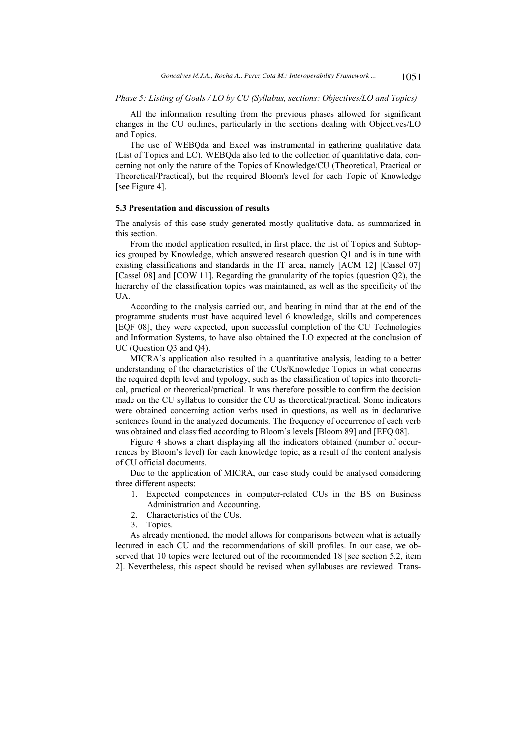*Phase 5: Listing of Goals / LO by CU (Syllabus, sections: Objectives/LO and Topics)*

All the information resulting from the previous phases allowed for significant changes in the CU outlines, particularly in the sections dealing with Objectives/LO and Topics.

The use of WEBQda and Excel was instrumental in gathering qualitative data (List of Topics and LO). WEBQda also led to the collection of quantitative data, concerning not only the nature of the Topics of Knowledge/CU (Theoretical, Practical or Theoretical/Practical), but the required Bloom's level for each Topic of Knowledge [see Figure 4].

### 5.3 Presentation and discussion of results

The analysis of this case study generated mostly qualitative data, as summarized in this section.

From the model application resulted, in first place, the list of Topics and Subtopics grouped by Knowledge, which answered research question Q1 and is in tune with existing classifications and standards in the IT area, namely [ACM 12] [Cassel 07] [Cassel 08] and [COW 11]. Regarding the granularity of the topics (question Q2), the hierarchy of the classification topics was maintained, as well as the specificity of the UA.

According to the analysis carried out, and bearing in mind that at the end of the programme students must have acquired level 6 knowledge, skills and competences [EQF 08], they were expected, upon successful completion of the CU Technologies and Information Systems, to have also obtained the LO expected at the conclusion of UC (Question Q3 and Q4).

MICRA's application also resulted in a quantitative analysis, leading to a better understanding of the characteristics of the CUs/Knowledge Topics in what concerns the required depth level and typology, such as the classification of topics into theoretical, practical or theoretical/practical. It was therefore possible to confirm the decision made on the CU syllabus to consider the CU as theoretical/practical. Some indicators were obtained concerning action verbs used in questions, as well as in declarative sentences found in the analyzed documents. The frequency of occurrence of each verb was obtained and classified according to Bloom's levels [Bloom 89] and [EFQ 08].

Figure 4 shows a chart displaying all the indicators obtained (number of occurrences by Bloom's level) for each knowledge topic, as a result of the content analysis of CU official documents.

Due to the application of MICRA, our case study could be analysed considering three different aspects:

1. Expected competences in computer-related CUs in the BS on Business Administration and Accounting.
2. Characteristics of the CUs.
3. Topics.

As already mentioned, the model allows for comparisons between what is actually lectured in each CU and the recommendations of skill profiles. In our case, we observed that 10 topics were lectured out of the recommended 18 [see section 5.2, item 2]. Nevertheless, this aspect should be revised when syllabuses are reviewed. Trans-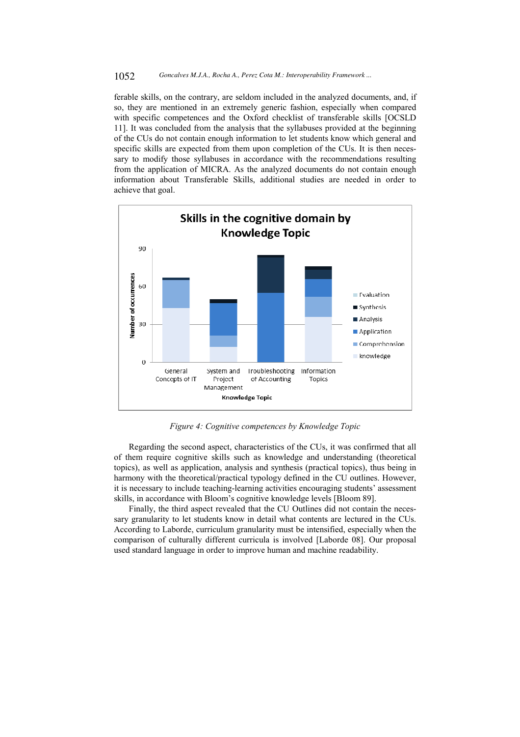ferable skills, on the contrary, are seldom included in the analyzed documents, and, if so, they are mentioned in an extremely generic fashion, especially when compared with specific competences and the Oxford checklist of transferable skills [OCSLD 11]. It was concluded from the analysis that the syllabuses provided at the beginning of the CUs do not contain enough information to let students know which general and specific skills are expected from them upon completion of the CUs. It is then necessary to modify those syllabuses in accordance with the recommendations resulting from the application of MICRA. As the analyzed documents do not contain enough information about Transferable Skills, additional studies are needed in order to achieve that goal.

*Figure 4: Cognitive competences by Knowledge Topic*

Regarding the second aspect, characteristics of the CUs, it was confirmed that all of them require cognitive skills such as knowledge and understanding (theoretical topics), as well as application, analysis and synthesis (practical topics), thus being in harmony with the theoretical/practical typology defined in the CU outlines. However, it is necessary to include teaching-learning activities encouraging students' assessment skills, in accordance with Bloom's cognitive knowledge levels [Bloom 89].

Finally, the third aspect revealed that the CU Outlines did not contain the necessary granularity to let students know in detail what contents are lectured in the CUs. According to Laborde, curriculum granularity must be intensified, especially when the comparison of culturally different curricula is involved [Laborde 08]. Our proposal used standard language in order to improve human and machine readability.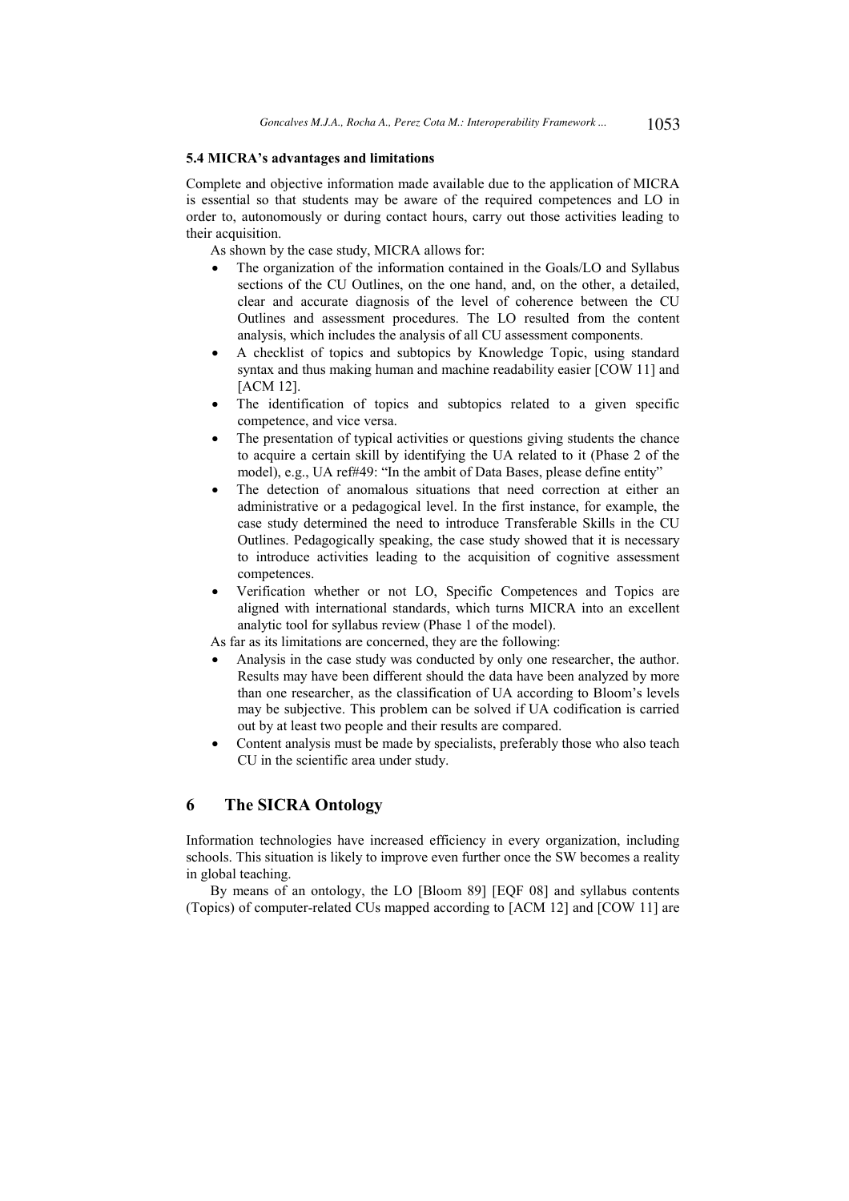### 5.4 MICRA's advantages and limitations

Complete and objective information made available due to the application of MICRA is essential so that students may be aware of the required competences and LO in order to, autonomously or during contact hours, carry out those activities leading to their acquisition.

As shown by the case study, MICRA allows for:

- The organization of the information contained in the Goals/LO and Syllabus sections of the CU Outlines, on the one hand, and, on the other, a detailed, clear and accurate diagnosis of the level of coherence between the CU Outlines and assessment procedures. The LO resulted from the content analysis, which includes the analysis of all CU assessment components.
- A checklist of topics and subtopics by Knowledge Topic, using standard syntax and thus making human and machine readability easier [COW 11] and [ACM 12].
- The identification of topics and subtopics related to a given specific competence, and vice versa.
- The presentation of typical activities or questions giving students the chance to acquire a certain skill by identifying the UA related to it (Phase 2 of the model), e.g., UA ref#49: "In the ambit of Data Bases, please define entity"
- The detection of anomalous situations that need correction at either an administrative or a pedagogical level. In the first instance, for example, the case study determined the need to introduce Transferable Skills in the CU Outlines. Pedagogically speaking, the case study showed that it is necessary to introduce activities leading to the acquisition of cognitive assessment competences.
- Verification whether or not LO, Specific Competences and Topics are aligned with international standards, which turns MICRA into an excellent analytic tool for syllabus review (Phase 1 of the model).

As far as its limitations are concerned, they are the following:

- Analysis in the case study was conducted by only one researcher, the author. Results may have been different should the data have been analyzed by more than one researcher, as the classification of UA according to Bloom's levels may be subjective. This problem can be solved if UA codification is carried out by at least two people and their results are compared.
- Content analysis must be made by specialists, preferably those who also teach CU in the scientific area under study.

## 6 The SICRA Ontology

Information technologies have increased efficiency in every organization, including schools. This situation is likely to improve even further once the SW becomes a reality in global teaching.

By means of an ontology, the LO [Bloom 89] [EQF 08] and syllabus contents (Topics) of computer-related CUs mapped according to [ACM 12] and [COW 11] are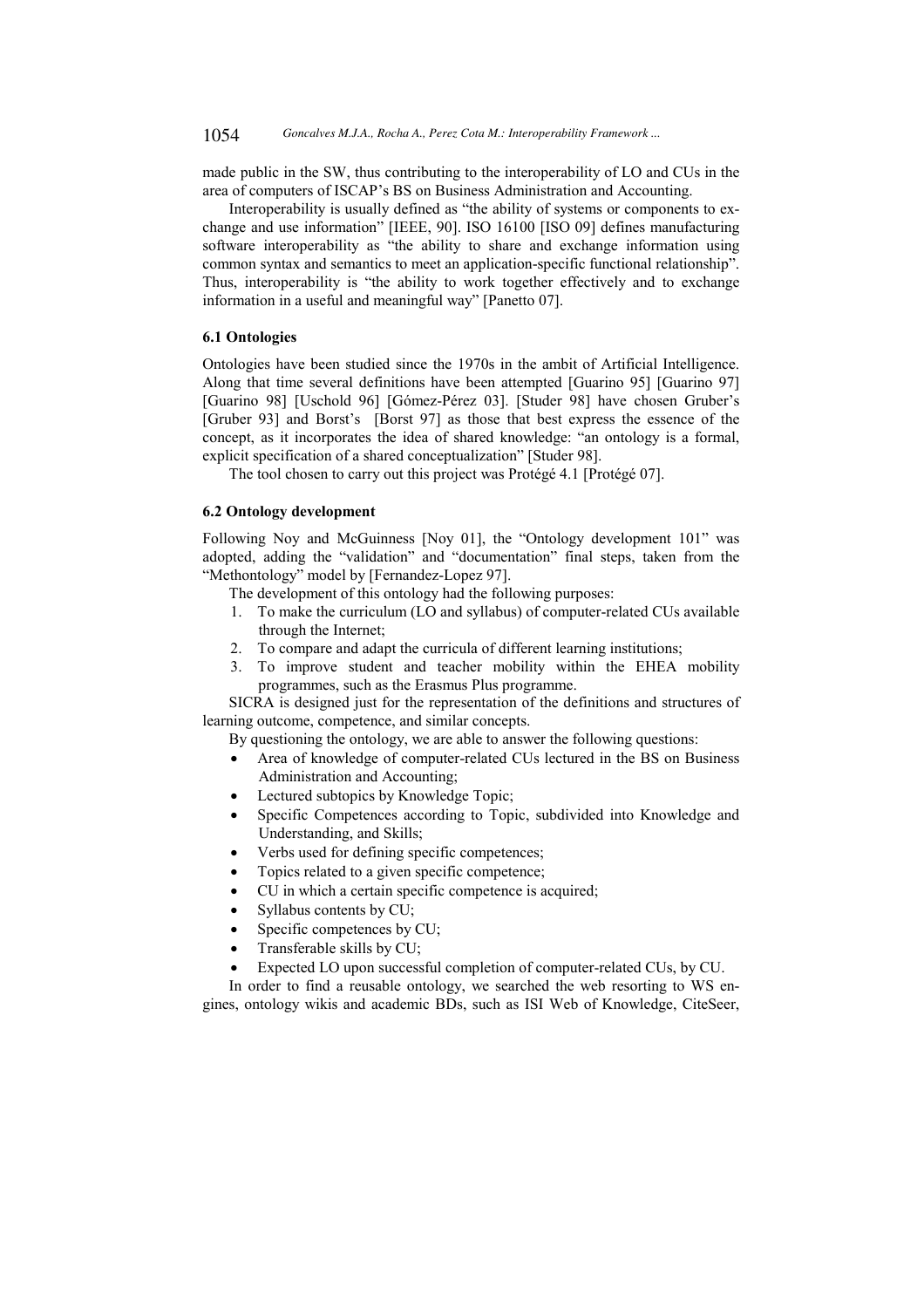made public in the SW, thus contributing to the interoperability of LO and CUs in the area of computers of ISCAP's BS on Business Administration and Accounting.

Interoperability is usually defined as "the ability of systems or components to exchange and use information" [IEEE, 90]. ISO 16100 [ISO 09] defines manufacturing software interoperability as "the ability to share and exchange information using common syntax and semantics to meet an application-specific functional relationship". Thus, interoperability is "the ability to work together effectively and to exchange information in a useful and meaningful way" [Panetto 07].

### 6.1 Ontologies

Ontologies have been studied since the 1970s in the ambit of Artificial Intelligence. Along that time several definitions have been attempted [Guarino 95] [Guarino 97] [Guarino 98] [Uschold 96] [Gómez-Pérez 03]. [Studer 98] have chosen Gruber's [Gruber 93] and Borst's [Borst 97] as those that best express the essence of the concept, as it incorporates the idea of shared knowledge: "an ontology is a formal, explicit specification of a shared conceptualization" [Studer 98].

The tool chosen to carry out this project was Protégé 4.1 [Protégé 07].

### 6.2 Ontology development

Following Noy and McGuinness [Noy 01], the "Ontology development 101" was adopted, adding the "validation" and "documentation" final steps, taken from the "Methontology" model by [Fernandez-Lopez 97].

The development of this ontology had the following purposes:

1. To make the curriculum (LO and syllabus) of computer-related CUs available through the Internet;
2. To compare and adapt the curricula of different learning institutions;
3. To improve student and teacher mobility within the EHEA mobility programmes, such as the Erasmus Plus programme.

SICRA is designed just for the representation of the definitions and structures of learning outcome, competence, and similar concepts.

By questioning the ontology, we are able to answer the following questions:

- Area of knowledge of computer-related CUs lectured in the BS on Business Administration and Accounting;
- Lectured subtopics by Knowledge Topic;
- Specific Competences according to Topic, subdivided into Knowledge and Understanding, and Skills;
- Verbs used for defining specific competences;
- Topics related to a given specific competence;
- CU in which a certain specific competence is acquired;
- Syllabus contents by CU;
- Specific competences by CU;
- Transferable skills by CU;
- Expected LO upon successful completion of computer-related CUs, by CU.

In order to find a reusable ontology, we searched the web resorting to WS engines, ontology wikis and academic BDs, such as ISI Web of Knowledge, CiteSeer,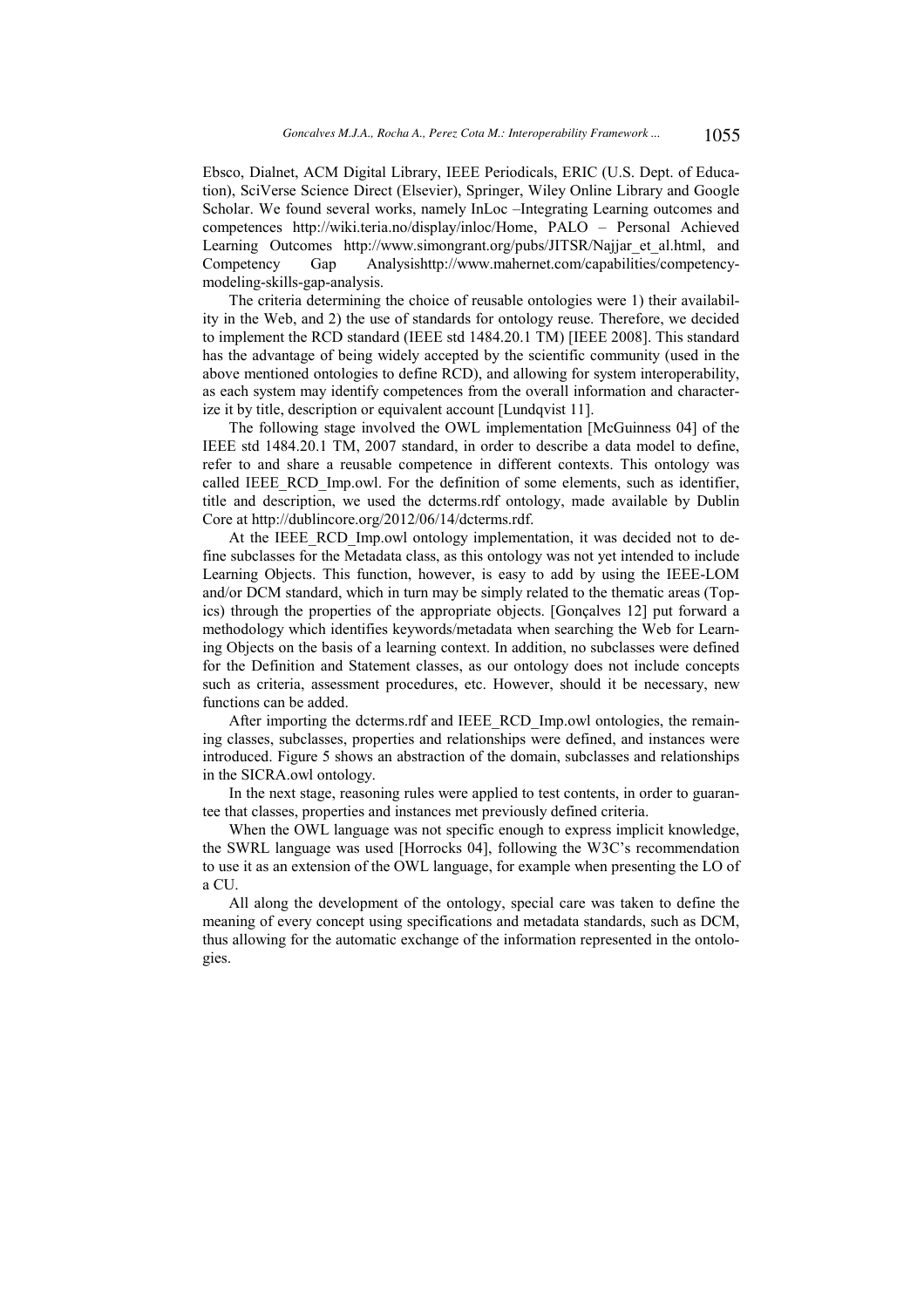Ebsco, Dialnet, ACM Digital Library, IEEE Periodicals, ERIC (U.S. Dept. of Education), SciVerse Science Direct (Elsevier), Springer, Wiley Online Library and Google Scholar. We found several works, namely InLoc –Integrating Learning outcomes and competences http://wiki.teria.no/display/inloc/Home, PALO – Personal Achieved Learning Outcomes http://www.simongrant.org/pubs/JITSR/Najjar_et_al.html, and Competency Gap Analysishttp://www.mahernet.com/capabilities/competency-modeling-skills-gap-analysis.

The criteria determining the choice of reusable ontologies were 1) their availability in the Web, and 2) the use of standards for ontology reuse. Therefore, we decided to implement the RCD standard (IEEE std 1484.20.1 TM) [IEEE 2008]. This standard has the advantage of being widely accepted by the scientific community (used in the above mentioned ontologies to define RCD), and allowing for system interoperability, as each system may identify competences from the overall information and characterize it by title, description or equivalent account [Lundqvist 11].

The following stage involved the OWL implementation [McGuinness 04] of the IEEE std 1484.20.1 TM, 2007 standard, in order to describe a data model to define, refer to and share a reusable competence in different contexts. This ontology was called IEEE_RCD_Imp.owl. For the definition of some elements, such as identifier, title and description, we used the dcterms.rdf ontology, made available by Dublin Core at http://dublincore.org/2012/06/14/dcterms.rdf.

At the IEEE_RCD_Imp.owl ontology implementation, it was decided not to define subclasses for the Metadata class, as this ontology was not yet intended to include Learning Objects. This function, however, is easy to add by using the IEEE-LOM and/or DCM standard, which in turn may be simply related to the thematic areas (Topics) through the properties of the appropriate objects. [Gonçalves 12] put forward a methodology which identifies keywords/metadata when searching the Web for Learning Objects on the basis of a learning context. In addition, no subclasses were defined for the Definition and Statement classes, as our ontology does not include concepts such as criteria, assessment procedures, etc. However, should it be necessary, new functions can be added.

After importing the dcterms.rdf and IEEE_RCD_Imp.owl ontologies, the remaining classes, subclasses, properties and relationships were defined, and instances were introduced. Figure 5 shows an abstraction of the domain, subclasses and relationships in the SICRA.owl ontology.

In the next stage, reasoning rules were applied to test contents, in order to guarantee that classes, properties and instances met previously defined criteria.

When the OWL language was not specific enough to express implicit knowledge, the SWRL language was used [Horrocks 04], following the W3C's recommendation to use it as an extension of the OWL language, for example when presenting the LO of a CU.

All along the development of the ontology, special care was taken to define the meaning of every concept using specifications and metadata standards, such as DCM, thus allowing for the automatic exchange of the information represented in the ontologies.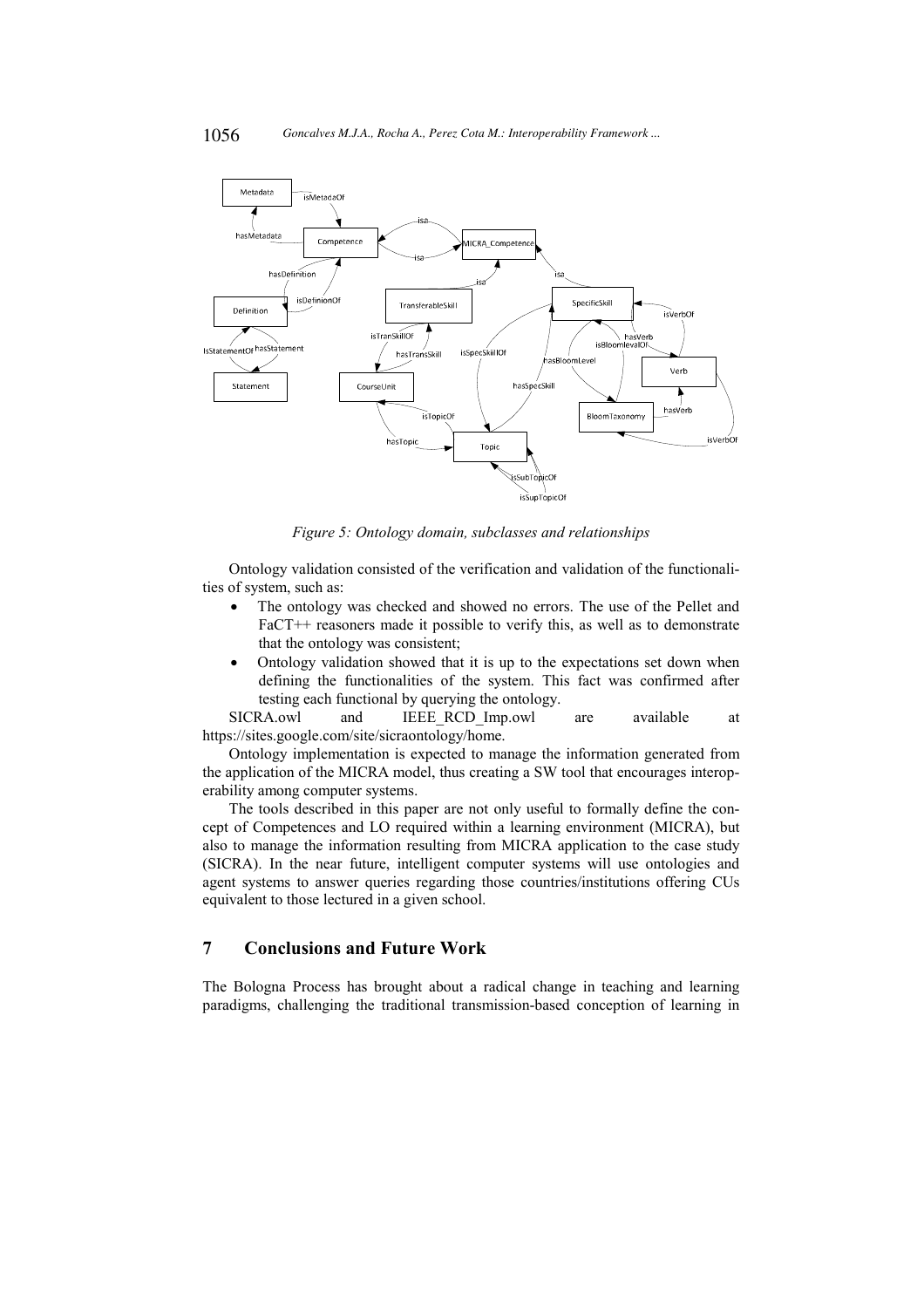*Figure 5: Ontology domain, subclasses and relationships*

Ontology validation consisted of the verification and validation of the functionalities of system, such as:

- The ontology was checked and showed no errors. The use of the Pellet and FaCT++ reasoners made it possible to verify this, as well as to demonstrate that the ontology was consistent;
- Ontology validation showed that it is up to the expectations set down when defining the functionalities of the system. This fact was confirmed after testing each functional by querying the ontology.

SICRA.owl and IEEE_RCD_Imp.owl are available at https://sites.google.com/site/sicraontology/home.

Ontology implementation is expected to manage the information generated from the application of the MICRA model, thus creating a SW tool that encourages interoperability among computer systems.

The tools described in this paper are not only useful to formally define the concept of Competences and LO required within a learning environment (MICRA), but also to manage the information resulting from MICRA application to the case study (SICRA). In the near future, intelligent computer systems will use ontologies and agent systems to answer queries regarding those countries/institutions offering CUs equivalent to those lectured in a given school.

## 7 Conclusions and Future Work

The Bologna Process has brought about a radical change in teaching and learning paradigms, challenging the traditional transmission-based conception of learning in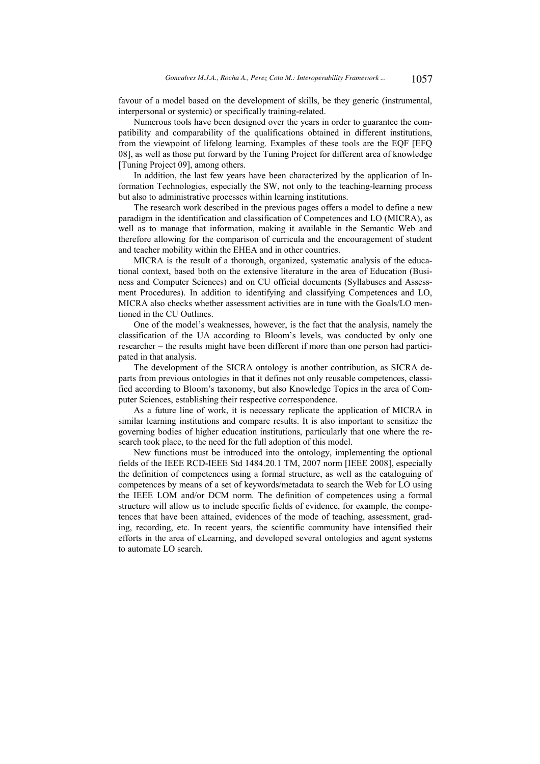favour of a model based on the development of skills, be they generic (instrumental, interpersonal or systemic) or specifically training-related.

Numerous tools have been designed over the years in order to guarantee the compatibility and comparability of the qualifications obtained in different institutions, from the viewpoint of lifelong learning. Examples of these tools are the EQF [EFQ 08], as well as those put forward by the Tuning Project for different area of knowledge [Tuning Project 09], among others.

In addition, the last few years have been characterized by the application of Information Technologies, especially the SW, not only to the teaching-learning process but also to administrative processes within learning institutions.

The research work described in the previous pages offers a model to define a new paradigm in the identification and classification of Competences and LO (MICRA), as well as to manage that information, making it available in the Semantic Web and therefore allowing for the comparison of curricula and the encouragement of student and teacher mobility within the EHEA and in other countries.

MICRA is the result of a thorough, organized, systematic analysis of the educational context, based both on the extensive literature in the area of Education (Business and Computer Sciences) and on CU official documents (Syllabuses and Assessment Procedures). In addition to identifying and classifying Competences and LO, MICRA also checks whether assessment activities are in tune with the Goals/LO mentioned in the CU Outlines.

One of the model's weaknesses, however, is the fact that the analysis, namely the classification of the UA according to Bloom's levels, was conducted by only one researcher – the results might have been different if more than one person had participated in that analysis.

The development of the SICRA ontology is another contribution, as SICRA departs from previous ontologies in that it defines not only reusable competences, classified according to Bloom's taxonomy, but also Knowledge Topics in the area of Computer Sciences, establishing their respective correspondence.

As a future line of work, it is necessary replicate the application of MICRA in similar learning institutions and compare results. It is also important to sensitize the governing bodies of higher education institutions, particularly that one where the research took place, to the need for the full adoption of this model.

New functions must be introduced into the ontology, implementing the optional fields of the IEEE RCD-IEEE Std 1484.20.1 TM, 2007 norm [IEEE 2008], especially the definition of competences using a formal structure, as well as the cataloguing of competences by means of a set of keywords/metadata to search the Web for LO using the IEEE LOM and/or DCM norm. The definition of competences using a formal structure will allow us to include specific fields of evidence, for example, the competences that have been attained, evidences of the mode of teaching, assessment, grading, recording, etc. In recent years, the scientific community have intensified their efforts in the area of eLearning, and developed several ontologies and agent systems to automate LO search.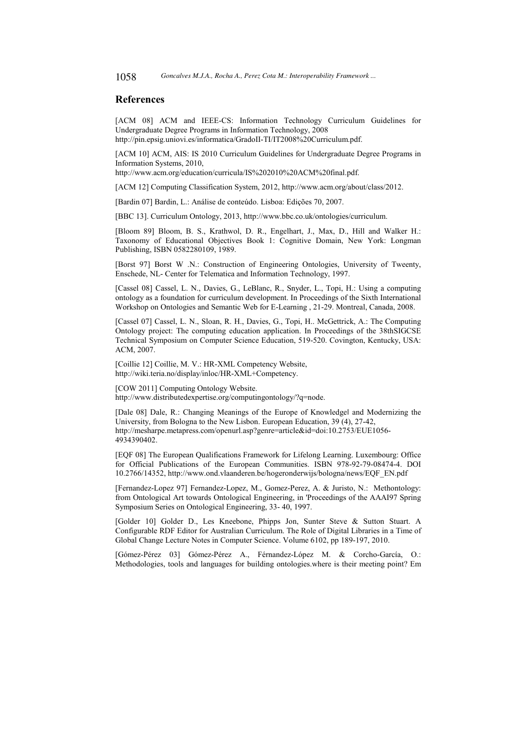## References

[ACM 08] ACM and IEEE-CS: Information Technology Curriculum Guidelines for Undergraduate Degree Programs in Information Technology, 2008 http://pin.epsig.uniovi.es/informatica/GradoII-TI/IT2008%20Curriculum.pdf.

[ACM 10] ACM, AIS: IS 2010 Curriculum Guidelines for Undergraduate Degree Programs in Information Systems, 2010, http://www.acm.org/education/curricula/IS%202010%20ACM%20final.pdf.

[ACM 12] Computing Classification System, 2012, http://www.acm.org/about/class/2012.

[Bardin 07] Bardin, L.: Análise de conteúdo. Lisboa: Edições 70, 2007.

[BBC 13]. Curriculum Ontology, 2013, http://www.bbc.co.uk/ontologies/curriculum.

[Bloom 89] Bloom, B. S., Krathwol, D. R., Engelhart, J., Max, D., Hill and Walker H.: Taxonomy of Educational Objectives Book 1: Cognitive Domain, New York: Longman Publishing, ISBN 0582280109, 1989.

[Borst 97] Borst W .N.: Construction of Engineering Ontologies, University of Tweenty, Enschede, NL- Center for Telematica and Information Technology, 1997.

[Cassel 08] Cassel, L. N., Davies, G., LeBlanc, R., Snyder, L., Topi, H.: Using a computing ontology as a foundation for curriculum development. In Proceedings of the Sixth International Workshop on Ontologies and Semantic Web for E-Learning , 21-29. Montreal, Canada, 2008.

[Cassel 07] Cassel, L. N., Sloan, R. H., Davies, G., Topi, H.. McGettrick, A.: The Computing Ontology project: The computing education application. In Proceedings of the 38thSIGCSE Technical Symposium on Computer Science Education, 519-520. Covington, Kentucky, USA: ACM, 2007.

[Coillie 12] Coillie, M. V.: HR-XML Competency Website, http://wiki.teria.no/display/inloc/HR-XML+Competency.

[COW 2011] Computing Ontology Website. http://www.distributedexpertise.org/computingontology/?q=node.

[Dale 08] Dale, R.: Changing Meanings of the Europe of Knowledge‖ and Modernizing the University, from Bologna to the New Lisbon. European Education, 39 (4), 27-42, http://mesharpe.metapress.com/openurl.asp?genre=article&id=doi:10.2753/EUE1056-4934390402.

[EQF 08] The European Qualifications Framework for Lifelong Learning. Luxembourg: Office for Official Publications of the European Communities. ISBN 978-92-79-08474-4. DOI 10.2766/14352, http://www.ond.vlaanderen.be/hogeronderwijs/bologna/news/EQF_EN.pdf

[Fernandez-Lopez 97] Fernandez-Lopez, M., Gomez-Perez, A. & Juristo, N.: Methontology: from Ontological Art towards Ontological Engineering, in 'Proceedings of the AAAI97 Spring Symposium Series on Ontological Engineering, 33- 40, 1997.

[Golder 10] Golder D., Les Kneebone, Phipps Jon, Sunter Steve & Sutton Stuart. A Configurable RDF Editor for Australian Curriculum. The Role of Digital Libraries in a Time of Global Change Lecture Notes in Computer Science. Volume 6102, pp 189-197, 2010.

[Gómez-Pérez 03] Gómez-Pérez A., Férnandez-López M. & Corcho-García, O.: Methodologies, tools and languages for building ontologies.where is their meeting point? Em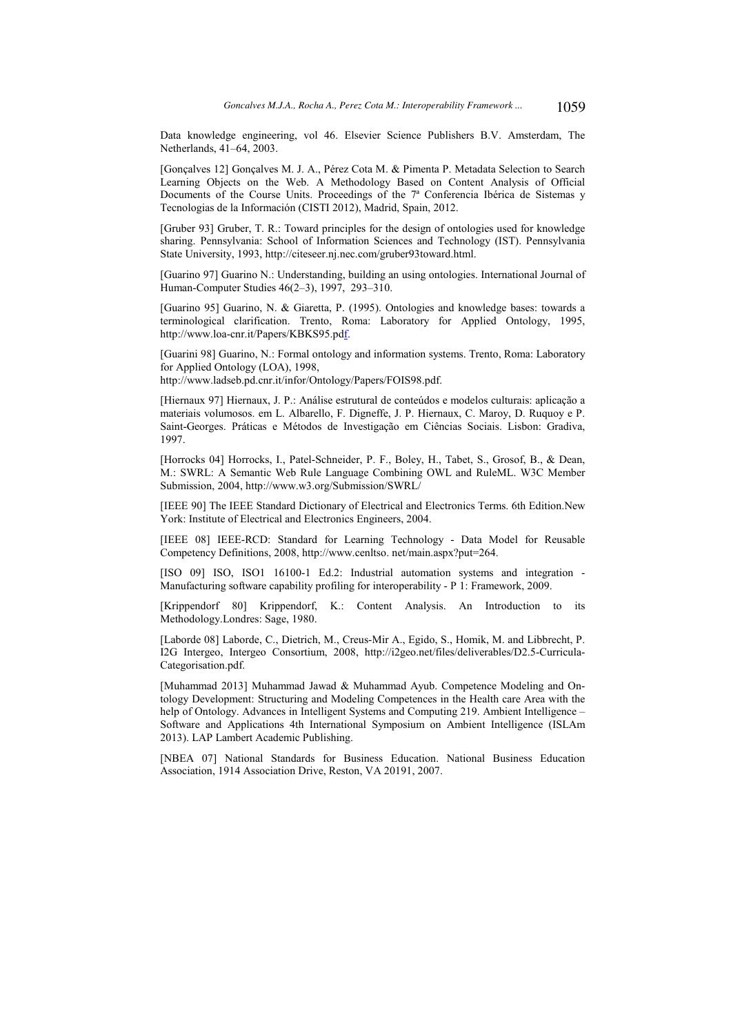Data knowledge engineering, vol 46. Elsevier Science Publishers B.V. Amsterdam, The Netherlands, 41–64, 2003.

[Gonçalves 12] Gonçalves M. J. A., Pérez Cota M. & Pimenta P. Metadata Selection to Search Learning Objects on the Web. A Methodology Based on Content Analysis of Official Documents of the Course Units. Proceedings of the 7ª Conferencia Ibérica de Sistemas y Tecnologias de la Información (CISTI 2012), Madrid, Spain, 2012.

[Gruber 93] Gruber, T. R.: Toward principles for the design of ontologies used for knowledge sharing. Pennsylvania: School of Information Sciences and Technology (IST). Pennsylvania State University, 1993, http://citeseer.nj.nec.com/gruber93toward.html.

[Guarino 97] Guarino N.: Understanding, building an using ontologies. International Journal of Human-Computer Studies 46(2–3), 1997, 293–310.

[Guarino 95] Guarino, N. & Giaretta, P. (1995). Ontologies and knowledge bases: towards a terminological clarification. Trento, Roma: Laboratory for Applied Ontology, 1995, http://www.loa-cnr.it/Papers/KBKS95.pdf.

[Guarini 98] Guarino, N.: Formal ontology and information systems. Trento, Roma: Laboratory for Applied Ontology (LOA), 1998, http://www.ladseb.pd.cnr.it/infor/Ontology/Papers/FOIS98.pdf.

[Hiernaux 97] Hiernaux, J. P.: Análise estrutural de conteúdos e modelos culturais: aplicação a materiais volumosos. em L. Albarello, F. Digneffe, J. P. Hiernaux, C. Maroy, D. Ruquoy e P. Saint-Georges. Práticas e Métodos de Investigação em Ciências Sociais. Lisbon: Gradiva, 1997.

[Horrocks 04] Horrocks, I., Patel-Schneider, P. F., Boley, H., Tabet, S., Grosof, B., & Dean, M.: SWRL: A Semantic Web Rule Language Combining OWL and RuleML. W3C Member Submission, 2004, http://www.w3.org/Submission/SWRL/

[IEEE 90] The IEEE Standard Dictionary of Electrical and Electronics Terms. 6th Edition.New York: Institute of Electrical and Electronics Engineers, 2004.

[IEEE 08] IEEE-RCD: Standard for Learning Technology - Data Model for Reusable Competency Definitions, 2008, http://www.cenltso. net/main.aspx?put=264.

[ISO 09] ISO, ISO1 16100-1 Ed.2: Industrial automation systems and integration - Manufacturing software capability profiling for interoperability - P 1: Framework, 2009.

[Krippendorf 80] Krippendorf, K.: Content Analysis. An Introduction to its Methodology.Londres: Sage, 1980.

[Laborde 08] Laborde, C., Dietrich, M., Creus-Mir A., Egido, S., Homik, M. and Libbrecht, P. I2G Intergeo, Intergeo Consortium, 2008, http://i2geo.net/files/deliverables/D2.5-Curricula-Categorisation.pdf.

[Muhammad 2013] Muhammad Jawad & Muhammad Ayub. Competence Modeling and Ontology Development: Structuring and Modeling Competences in the Health care Area with the help of Ontology. Advances in Intelligent Systems and Computing 219. Ambient Intelligence – Software and Applications 4th International Symposium on Ambient Intelligence (ISLAm 2013). LAP Lambert Academic Publishing.

[NBEA 07] National Standards for Business Education. National Business Education Association, 1914 Association Drive, Reston, VA 20191, 2007.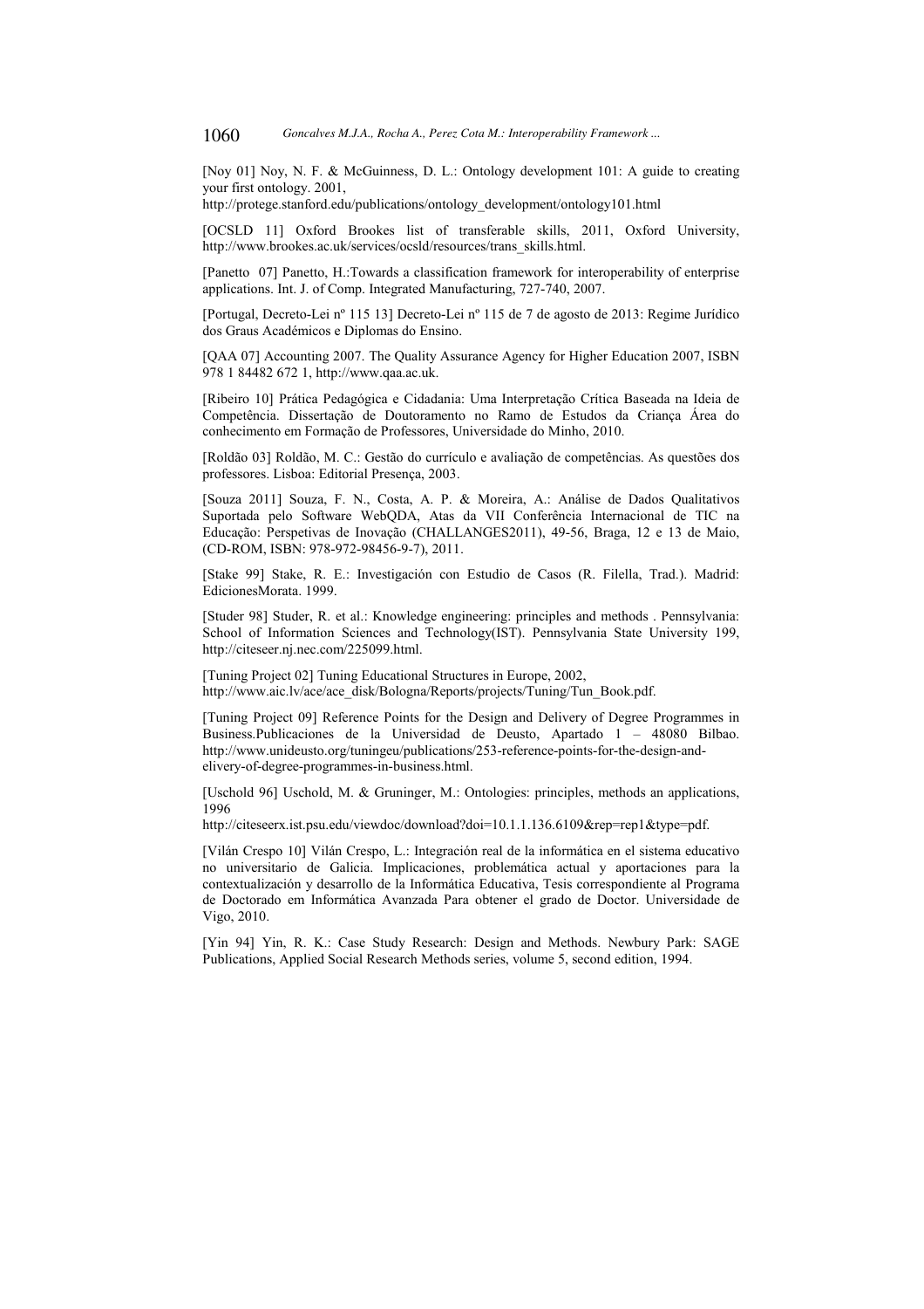[Noy 01] Noy, N. F. & McGuinness, D. L.: Ontology development 101: A guide to creating your first ontology. 2001, http://protege.stanford.edu/publications/ontology_development/ontology101.html

[OCSLD 11] Oxford Brookes list of transferable skills, 2011, Oxford University, http://www.brookes.ac.uk/services/ocsld/resources/trans_skills.html.

[Panetto 07] Panetto, H.:Towards a classification framework for interoperability of enterprise applications. Int. J. of Comp. Integrated Manufacturing, 727-740, 2007.

[Portugal, Decreto-Lei nº 115 13] Decreto-Lei nº 115 de 7 de agosto de 2013: Regime Jurídico dos Graus Académicos e Diplomas do Ensino.

[QAA 07] Accounting 2007. The Quality Assurance Agency for Higher Education 2007, ISBN 978 1 84482 672 1, http://www.qaa.ac.uk.

[Ribeiro 10] Prática Pedagógica e Cidadania: Uma Interpretação Crítica Baseada na Ideia de Competência. Dissertação de Doutoramento no Ramo de Estudos da Criança Área do conhecimento em Formação de Professores, Universidade do Minho, 2010.

[Roldão 03] Roldão, M. C.: Gestão do currículo e avaliação de competências. As questões dos professores. Lisboa: Editorial Presença, 2003.

[Souza 2011] Souza, F. N., Costa, A. P. & Moreira, A.: Análise de Dados Qualitativos Suportada pelo Software WebQDA, Atas da VII Conferência Internacional de TIC na Educação: Perspetivas de Inovação (CHALLANGES2011), 49-56, Braga, 12 e 13 de Maio, (CD-ROM, ISBN: 978-972-98456-9-7), 2011.

[Stake 99] Stake, R. E.: Investigación con Estudio de Casos (R. Filella, Trad.). Madrid: EdicionesMorata. 1999.

[Studer 98] Studer, R. et al.: Knowledge engineering: principles and methods . Pennsylvania: School of Information Sciences and Technology(IST). Pennsylvania State University 199, http://citeseer.nj.nec.com/225099.html.

[Tuning Project 02] Tuning Educational Structures in Europe, 2002, http://www.aic.lv/ace/ace_disk/Bologna/Reports/projects/Tuning/Tun_Book.pdf.

[Tuning Project 09] Reference Points for the Design and Delivery of Degree Programmes in Business.Publicaciones de la Universidad de Deusto, Apartado 1 – 48080 Bilbao. http://www.unideusto.org/tuningeu/publications/253-reference-points-for-the-design-and-elivery-of-degree-programmes-in-business.html.

[Uschold 96] Uschold, M. & Gruninger, M.: Ontologies: principles, methods an applications, 1996 http://citeseerx.ist.psu.edu/viewdoc/download?doi=10.1.1.136.6109&rep=rep1&type=pdf.

[Vilán Crespo 10] Vilán Crespo, L.: Integración real de la informática en el sistema educativo no universitario de Galicia. Implicaciones, problemática actual y aportaciones para la contextualización y desarrollo de la Informática Educativa, Tesis correspondiente al Programa de Doctorado em Informática Avanzada Para obtener el grado de Doctor. Universidade de Vigo, 2010.

[Yin 94] Yin, R. K.: Case Study Research: Design and Methods. Newbury Park: SAGE Publications, Applied Social Research Methods series, volume 5, second edition, 1994.